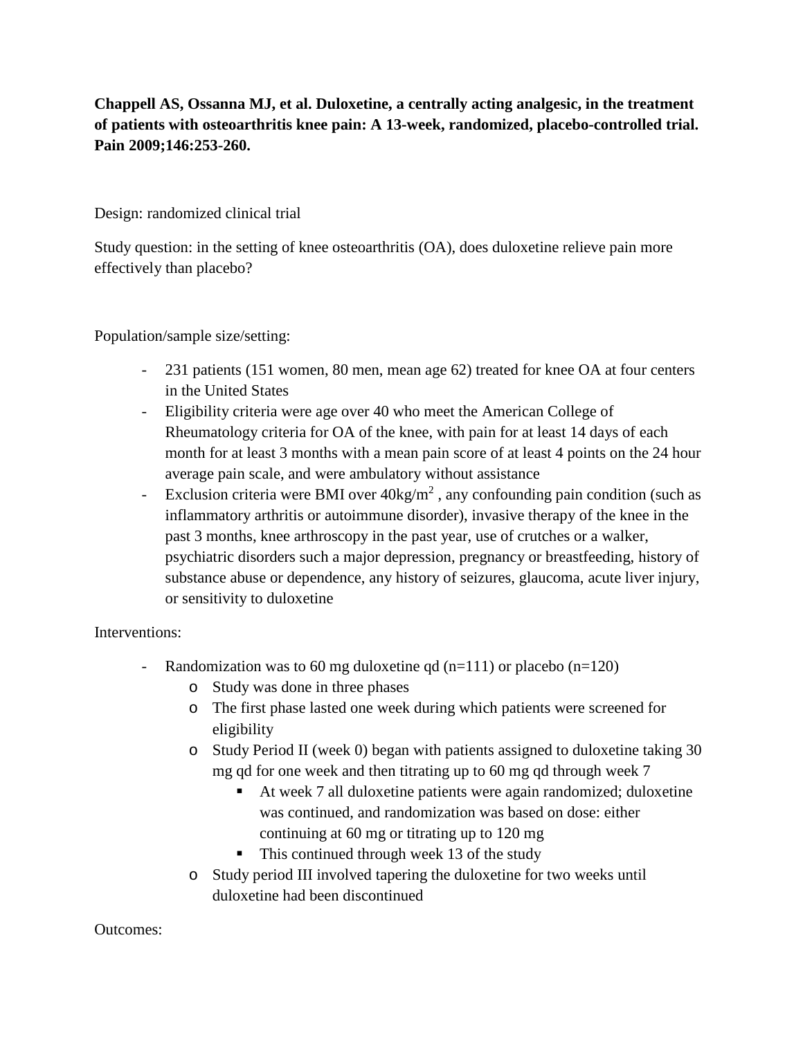**Chappell AS, Ossanna MJ, et al. Duloxetine, a centrally acting analgesic, in the treatment of patients with osteoarthritis knee pain: A 13-week, randomized, placebo-controlled trial. Pain 2009;146:253-260.**

Design: randomized clinical trial

Study question: in the setting of knee osteoarthritis (OA), does duloxetine relieve pain more effectively than placebo?

Population/sample size/setting:

- 231 patients (151 women, 80 men, mean age 62) treated for knee OA at four centers in the United States
- Eligibility criteria were age over 40 who meet the American College of Rheumatology criteria for OA of the knee, with pain for at least 14 days of each month for at least 3 months with a mean pain score of at least 4 points on the 24 hour average pain scale, and were ambulatory without assistance
- Exclusion criteria were BMI over 40kg/$m^2$ , any confounding pain condition (such as inflammatory arthritis or autoimmune disorder), invasive therapy of the knee in the past 3 months, knee arthroscopy in the past year, use of crutches or a walker, psychiatric disorders such a major depression, pregnancy or breastfeeding, history of substance abuse or dependence, any history of seizures, glaucoma, acute liver injury, or sensitivity to duloxetine

Interventions:

- Randomization was to 60 mg duloxetine qd (n=111) or placebo (n=120)
  - Study was done in three phases
  - The first phase lasted one week during which patients were screened for eligibility
  - Study Period II (week 0) began with patients assigned to duloxetine taking 30 mg qd for one week and then titrating up to 60 mg qd through week 7
    - At week 7 all duloxetine patients were again randomized; duloxetine was continued, and randomization was based on dose: either continuing at 60 mg or titrating up to 120 mg
    - This continued through week 13 of the study
  - Study period III involved tapering the duloxetine for two weeks until duloxetine had been discontinued

Outcomes: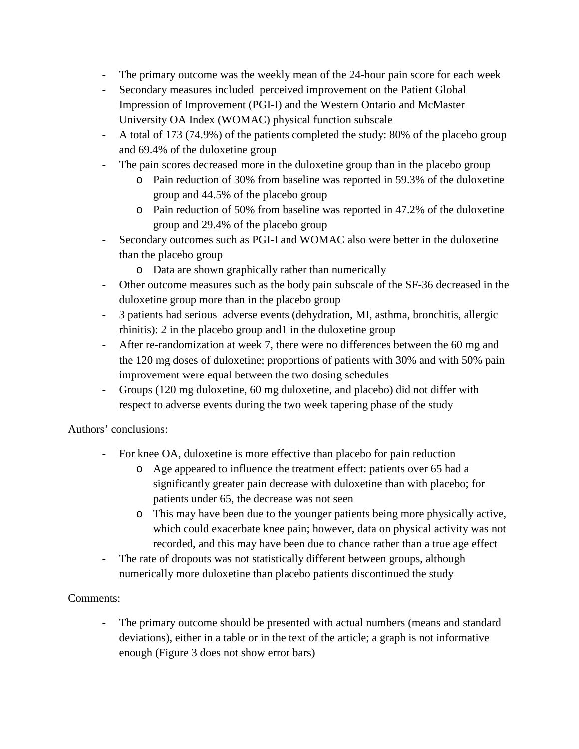- The primary outcome was the weekly mean of the 24-hour pain score for each week
- Secondary measures included perceived improvement on the Patient Global Impression of Improvement (PGI-I) and the Western Ontario and McMaster University OA Index (WOMAC) physical function subscale
- A total of 173 (74.9%) of the patients completed the study: 80% of the placebo group and 69.4% of the duloxetine group
- The pain scores decreased more in the duloxetine group than in the placebo group
    - Pain reduction of 30% from baseline was reported in 59.3% of the duloxetine group and 44.5% of the placebo group
    - Pain reduction of 50% from baseline was reported in 47.2% of the duloxetine group and 29.4% of the placebo group
- Secondary outcomes such as PGI-I and WOMAC also were better in the duloxetine than the placebo group
    - Data are shown graphically rather than numerically
- Other outcome measures such as the body pain subscale of the SF-36 decreased in the duloxetine group more than in the placebo group
- 3 patients had serious adverse events (dehydration, MI, asthma, bronchitis, allergic rhinitis): 2 in the placebo group and1 in the duloxetine group
- After re-randomization at week 7, there were no differences between the 60 mg and the 120 mg doses of duloxetine; proportions of patients with 30% and with 50% pain improvement were equal between the two dosing schedules
- Groups (120 mg duloxetine, 60 mg duloxetine, and placebo) did not differ with respect to adverse events during the two week tapering phase of the study

Authors' conclusions:

- For knee OA, duloxetine is more effective than placebo for pain reduction
    - Age appeared to influence the treatment effect: patients over 65 had a significantly greater pain decrease with duloxetine than with placebo; for patients under 65, the decrease was not seen
    - This may have been due to the younger patients being more physically active, which could exacerbate knee pain; however, data on physical activity was not recorded, and this may have been due to chance rather than a true age effect
- The rate of dropouts was not statistically different between groups, although numerically more duloxetine than placebo patients discontinued the study

Comments:

- The primary outcome should be presented with actual numbers (means and standard deviations), either in a table or in the text of the article; a graph is not informative enough (Figure 3 does not show error bars)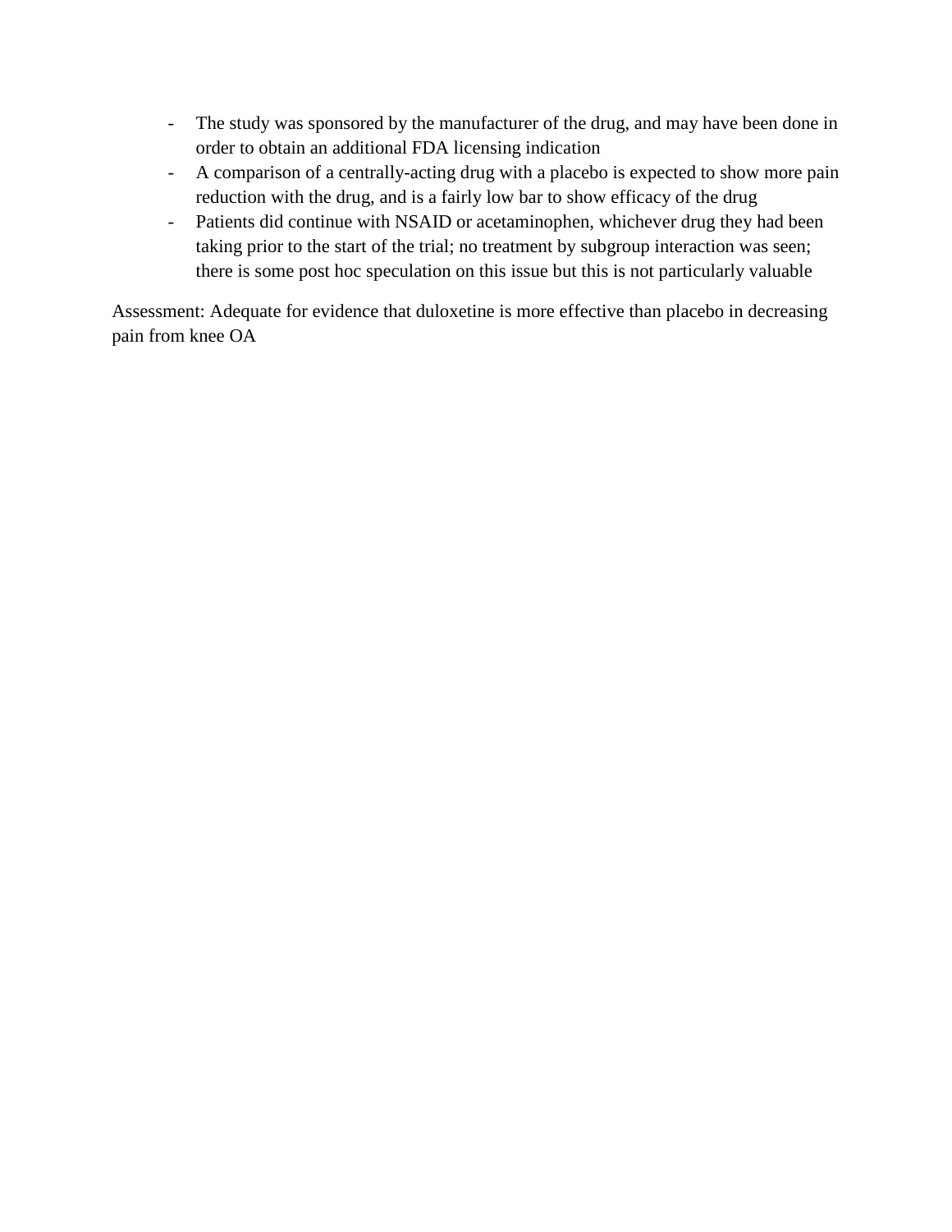- The study was sponsored by the manufacturer of the drug, and may have been done in order to obtain an additional FDA licensing indication
- A comparison of a centrally-acting drug with a placebo is expected to show more pain reduction with the drug, and is a fairly low bar to show efficacy of the drug
- Patients did continue with NSAID or acetaminophen, whichever drug they had been taking prior to the start of the trial; no treatment by subgroup interaction was seen; there is some post hoc speculation on this issue but this is not particularly valuable

Assessment: Adequate for evidence that duloxetine is more effective than placebo in decreasing pain from knee OA